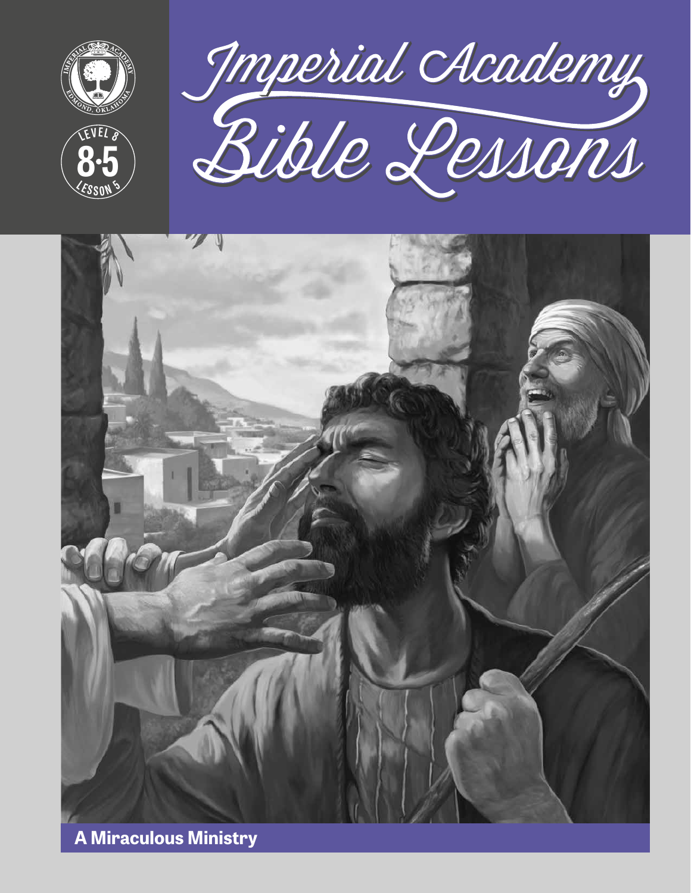# Imperial Academy Bible Lessons

Level 8

8·5

Lesson 5

**A Miraculous Ministry**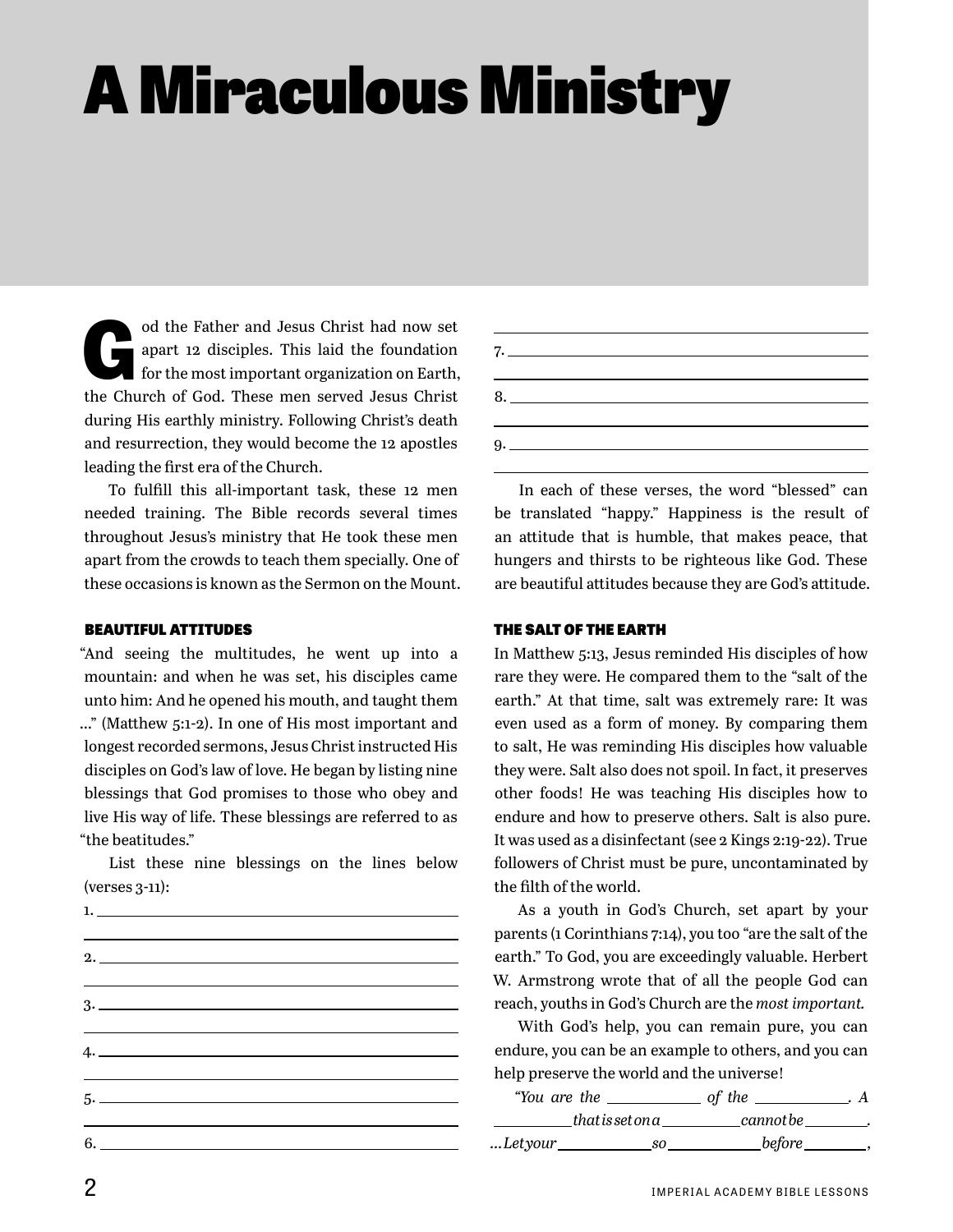# A Miraculous Ministry

God the Father and Jesus Christ had now set apart 12 disciples. This laid the foundation for the most important organization on Earth, the Church of God. These men served Jesus Christ during His earthly ministry. Following Christ's death and resurrection, they would become the 12 apostles leading the first era of the Church.

To fulfill this all-important task, these 12 men needed training. The Bible records several times throughout Jesus's ministry that He took these men apart from the crowds to teach them specially. One of these occasions is known as the Sermon on the Mount.

### BEAUTIFUL ATTITUDES

"And seeing the multitudes, he went up into a mountain: and when he was set, his disciples came unto him: And he opened his mouth, and taught them …" (Matthew 5:1-2). In one of His most important and longest recorded sermons, Jesus Christ instructed His disciples on God's law of love. He began by listing nine blessings that God promises to those who obey and live His way of life. These blessings are referred to as "the beatitudes."

List these nine blessings on the lines below (verses 3-11):

1. ____________________________________________
2. ____________________________________________
3. ____________________________________________
4. ____________________________________________
5. ____________________________________________
6. ____________________________________________
7. ____________________________________________
8. ____________________________________________
9. ____________________________________________

In each of these verses, the word "blessed" can be translated "happy." Happiness is the result of an attitude that is humble, that makes peace, that hungers and thirsts to be righteous like God. These are beautiful attitudes because they are God's attitude.

### THE SALT OF THE EARTH

In Matthew 5:13, Jesus reminded His disciples of how rare they were. He compared them to the "salt of the earth." At that time, salt was extremely rare: It was even used as a form of money. By comparing them to salt, He was reminding His disciples how valuable they were. Salt also does not spoil. In fact, it preserves other foods! He was teaching His disciples how to endure and how to preserve others. Salt is also pure. It was used as a disinfectant (see 2 Kings 2:19-22). True followers of Christ must be pure, uncontaminated by the filth of the world.

As a youth in God's Church, set apart by your parents (1 Corinthians 7:14), you too "are the salt of the earth." To God, you are exceedingly valuable. Herbert W. Armstrong wrote that of all the people God can reach, youths in God's Church are the *most important.*

With God's help, you can remain pure, you can endure, you can be an example to others, and you can help preserve the world and the universe!

*"You are the ____________ of the ____________. A ____________ that is set on a ____________ cannot be ____________. …Let your ____________ so ____________ before ____________,*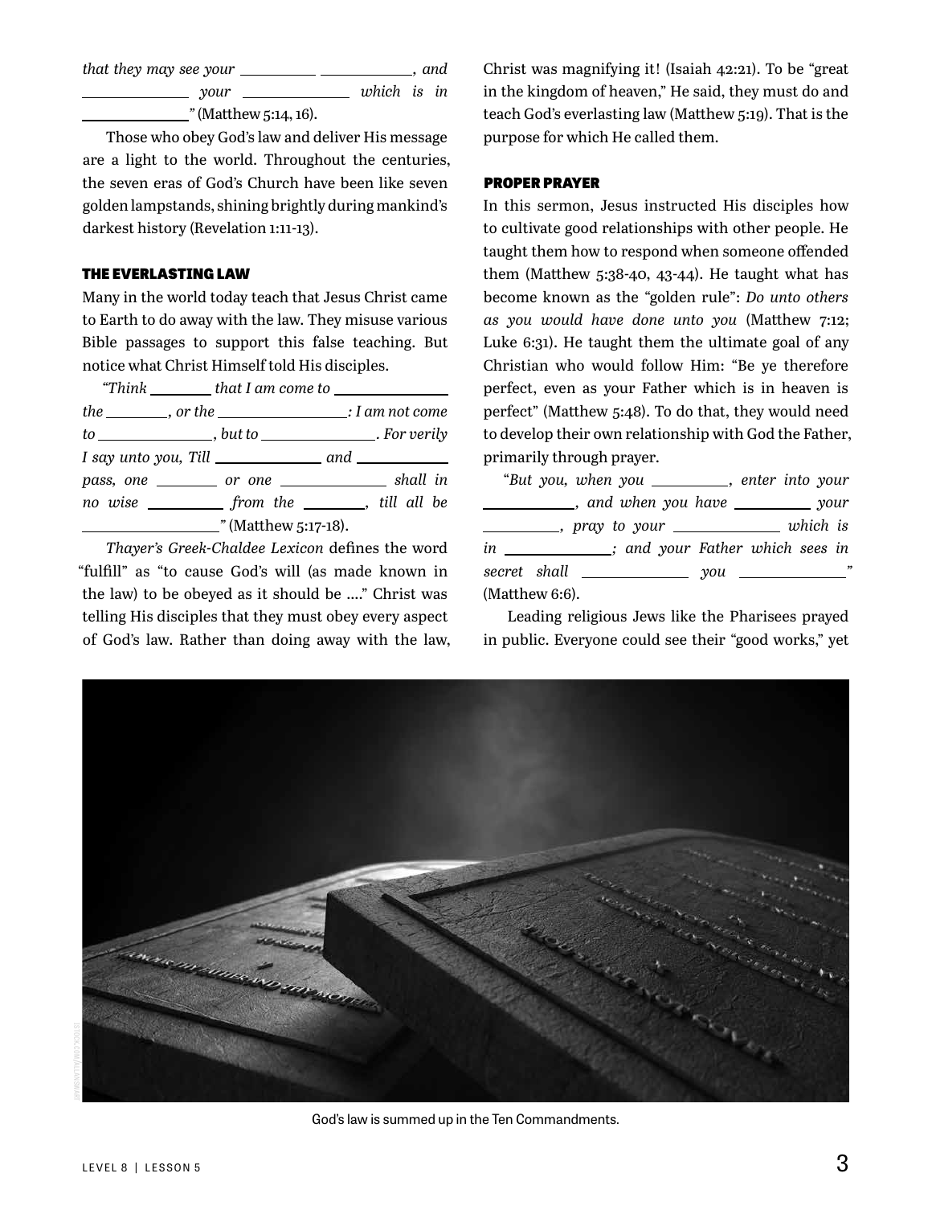*that they may see your \_\_\_\_\_\_\_\_\_\_ \_\_\_\_\_\_\_\_\_\_\_\_, and \_\_\_\_\_\_\_\_\_\_\_\_ your \_\_\_\_\_\_\_\_\_\_\_\_ which is in \_\_\_\_\_\_\_\_\_\_\_\_"* (Matthew 5:14, 16).

Those who obey God's law and deliver His message are a light to the world. Throughout the centuries, the seven eras of God's Church have been like seven golden lampstands, shining brightly during mankind's darkest history (Revelation 1:11-13).

## THE EVERLASTING LAW

Many in the world today teach that Jesus Christ came to Earth to do away with the law. They misuse various Bible passages to support this false teaching. But notice what Christ Himself told His disciples.

*"Think \_\_\_\_\_\_\_\_ that I am come to \_\_\_\_\_\_\_\_\_\_\_\_ the \_\_\_\_\_\_\_\_, or the \_\_\_\_\_\_\_\_\_\_\_\_: I am not come to \_\_\_\_\_\_\_\_\_\_\_\_, but to \_\_\_\_\_\_\_\_\_\_\_\_. For verily I say unto you, Till \_\_\_\_\_\_\_\_\_\_\_\_ and \_\_\_\_\_\_\_\_\_\_\_\_ pass, one \_\_\_\_\_\_\_\_ or one \_\_\_\_\_\_\_\_\_\_\_\_ shall in no wise \_\_\_\_\_\_\_\_\_\_ from the \_\_\_\_\_\_\_\_, till all be \_\_\_\_\_\_\_\_\_\_\_\_\_\_"* (Matthew 5:17-18).

*Thayer's Greek-Chaldee Lexicon* defines the word "fulfill" as "to cause God's will (as made known in the law) to be obeyed as it should be …." Christ was telling His disciples that they must obey every aspect of God's law. Rather than doing away with the law, Christ was magnifying it! (Isaiah 42:21). To be "great in the kingdom of heaven," He said, they must do and teach God's everlasting law (Matthew 5:19). That is the purpose for which He called them.

## PROPER PRAYER

In this sermon, Jesus instructed His disciples how to cultivate good relationships with other people. He taught them how to respond when someone offended them (Matthew 5:38-40, 43-44). He taught what has become known as the "golden rule": *Do unto others as you would have done unto you* (Matthew 7:12; Luke 6:31). He taught them the ultimate goal of any Christian who would follow Him: "Be ye therefore perfect, even as your Father which is in heaven is perfect" (Matthew 5:48). To do that, they would need to develop their own relationship with God the Father, primarily through prayer.

*"But you, when you \_\_\_\_\_\_\_\_\_\_, enter into your \_\_\_\_\_\_\_\_\_\_\_\_, and when you have \_\_\_\_\_\_\_\_\_\_ your \_\_\_\_\_\_\_\_\_\_, pray to your \_\_\_\_\_\_\_\_\_\_\_\_ which is in \_\_\_\_\_\_\_\_\_\_\_\_; and your Father which sees in secret shall \_\_\_\_\_\_\_\_\_\_\_\_ you \_\_\_\_\_\_\_\_\_\_\_\_"* (Matthew 6:6).

Leading religious Jews like the Pharisees prayed in public. Everyone could see their "good works," yet

God's law is summed up in the Ten Commandments.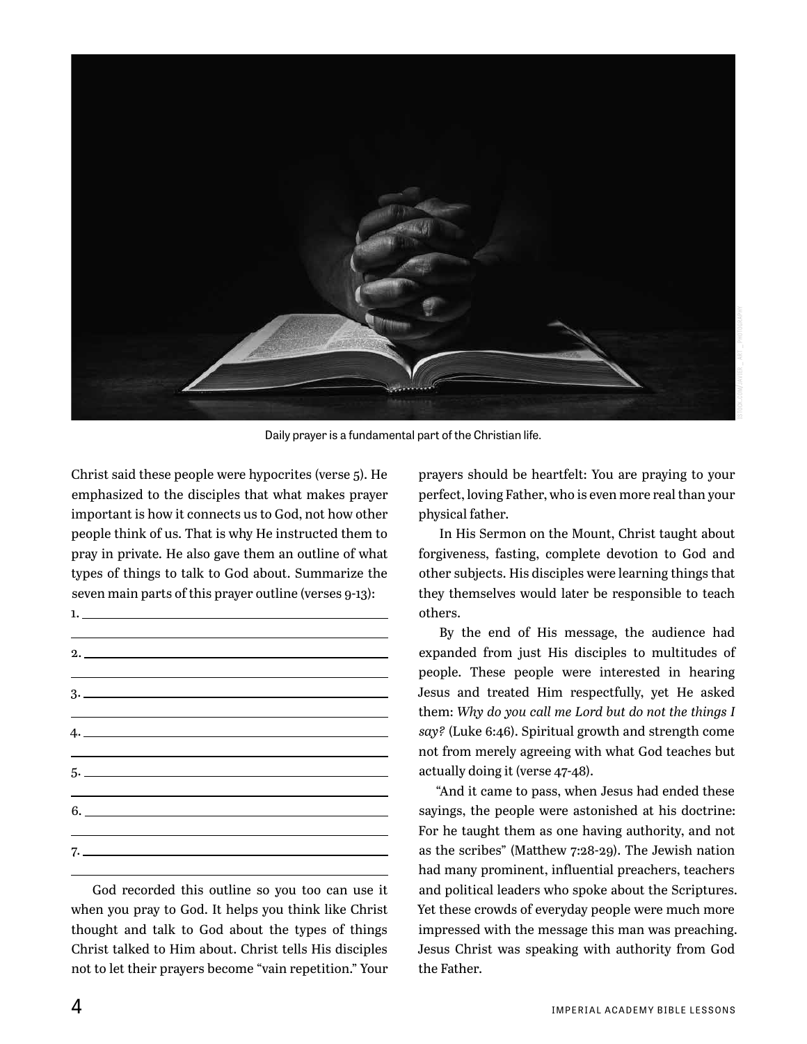Daily prayer is a fundamental part of the Christian life.

Christ said these people were hypocrites (verse 5). He emphasized to the disciples that what makes prayer important is how it connects us to God, not how other people think of us. That is why He instructed them to pray in private. He also gave them an outline of what types of things to talk to God about. Summarize the seven main parts of this prayer outline (verses 9-13):

1. ______________________________

2. ______________________________

3. ______________________________

4. ______________________________

5. ______________________________

6. ______________________________

7. ______________________________

God recorded this outline so you too can use it when you pray to God. It helps you think like Christ thought and talk to God about the types of things Christ talked to Him about. Christ tells His disciples not to let their prayers become "vain repetition." Your prayers should be heartfelt: You are praying to your perfect, loving Father, who is even more real than your physical father.

In His Sermon on the Mount, Christ taught about forgiveness, fasting, complete devotion to God and other subjects. His disciples were learning things that they themselves would later be responsible to teach others.

By the end of His message, the audience had expanded from just His disciples to multitudes of people. These people were interested in hearing Jesus and treated Him respectfully, yet He asked them: *Why do you call me Lord but do not the things I say?* (Luke 6:46). Spiritual growth and strength come not from merely agreeing with what God teaches but actually doing it (verse 47-48).

"And it came to pass, when Jesus had ended these sayings, the people were astonished at his doctrine: For he taught them as one having authority, and not as the scribes" (Matthew 7:28-29). The Jewish nation had many prominent, influential preachers, teachers and political leaders who spoke about the Scriptures. Yet these crowds of everyday people were much more impressed with the message this man was preaching. Jesus Christ was speaking with authority from God the Father.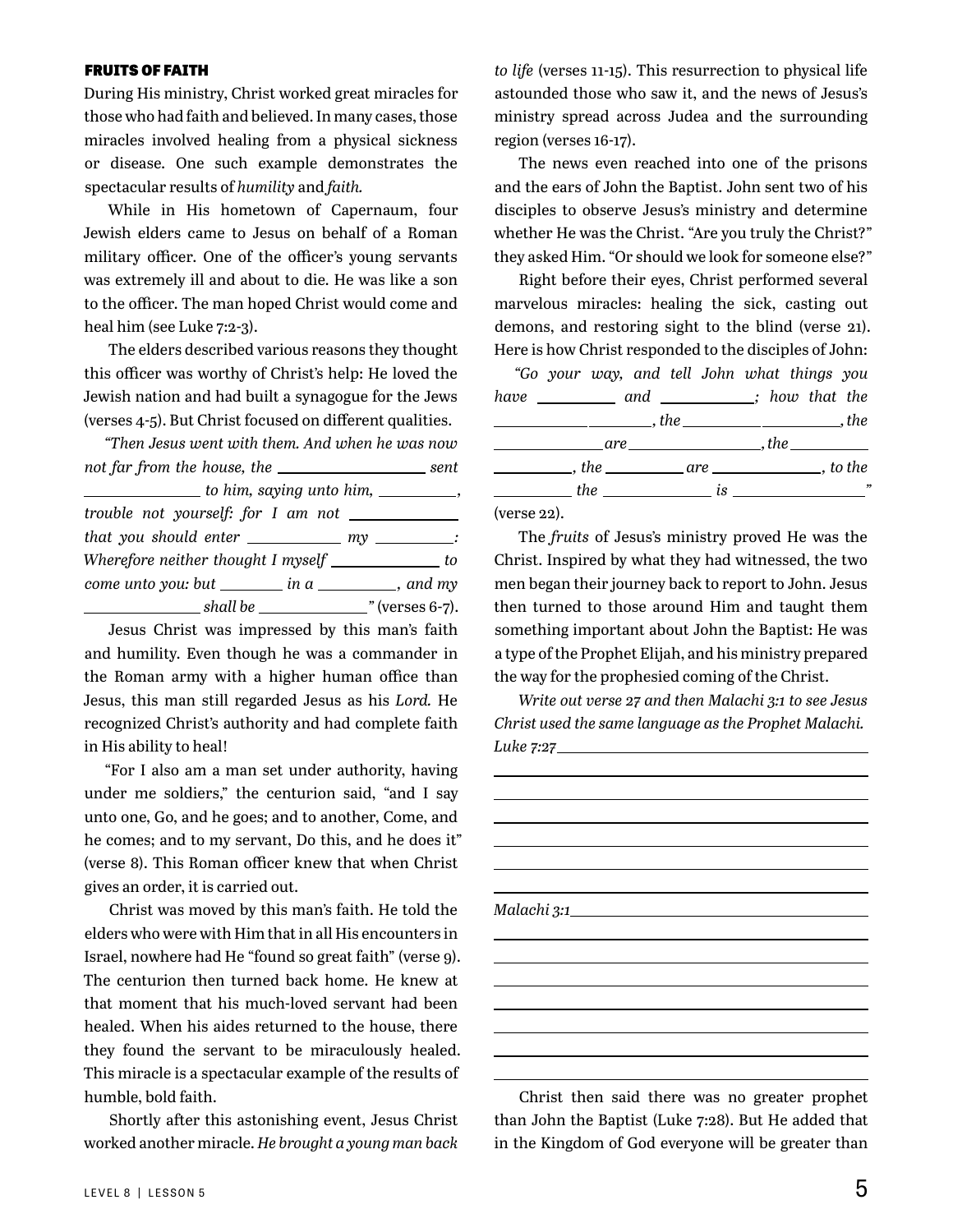**FRUITS OF FAITH**

During His ministry, Christ worked great miracles for those who had faith and believed. In many cases, those miracles involved healing from a physical sickness or disease. One such example demonstrates the spectacular results of *humility* and *faith.*

While in His hometown of Capernaum, four Jewish elders came to Jesus on behalf of a Roman military officer. One of the officer's young servants was extremely ill and about to die. He was like a son to the officer. The man hoped Christ would come and heal him (see Luke 7:2-3).

The elders described various reasons they thought this officer was worthy of Christ's help: He loved the Jewish nation and had built a synagogue for the Jews (verses 4-5). But Christ focused on different qualities.

*"Then Jesus went with them. And when he was now not far from the house, the \_\_\_\_\_\_\_\_\_\_\_\_\_\_\_\_\_ sent \_\_\_\_\_\_\_\_\_\_\_\_\_\_ to him, saying unto him, \_\_\_\_\_\_\_\_\_\_, trouble not yourself: for I am not \_\_\_\_\_\_\_\_\_\_\_\_\_ that you should enter \_\_\_\_\_\_\_\_\_\_\_ my \_\_\_\_\_\_\_\_\_\_: Wherefore neither thought I myself \_\_\_\_\_\_\_\_\_\_\_\_\_ to come unto you: but \_\_\_\_\_\_\_ in a \_\_\_\_\_\_\_\_\_\_, and my \_\_\_\_\_\_\_\_\_\_\_\_\_ shall be \_\_\_\_\_\_\_\_\_\_\_\_\_"* (verses 6-7).

Jesus Christ was impressed by this man's faith and humility. Even though he was a commander in the Roman army with a higher human office than Jesus, this man still regarded Jesus as his *Lord.* He recognized Christ's authority and had complete faith in His ability to heal!

"For I also am a man set under authority, having under me soldiers," the centurion said, "and I say unto one, Go, and he goes; and to another, Come, and he comes; and to my servant, Do this, and he does it" (verse 8). This Roman officer knew that when Christ gives an order, it is carried out.

Christ was moved by this man's faith. He told the elders who were with Him that in all His encounters in Israel, nowhere had He "found so great faith" (verse 9). The centurion then turned back home. He knew at that moment that his much-loved servant had been healed. When his aides returned to the house, there they found the servant to be miraculously healed. This miracle is a spectacular example of the results of humble, bold faith.

Shortly after this astonishing event, Jesus Christ worked another miracle. *He brought a young man back to life* (verses 11-15). This resurrection to physical life astounded those who saw it, and the news of Jesus's ministry spread across Judea and the surrounding region (verses 16-17).

The news even reached into one of the prisons and the ears of John the Baptist. John sent two of his disciples to observe Jesus's ministry and determine whether He was the Christ. "Are you truly the Christ?" they asked Him. "Or should we look for someone else?"

Right before their eyes, Christ performed several marvelous miracles: healing the sick, casting out demons, and restoring sight to the blind (verse 21). Here is how Christ responded to the disciples of John:

*"Go your way, and tell John what things you have \_\_\_\_\_\_\_\_\_ and \_\_\_\_\_\_\_\_\_\_; how that the \_\_\_\_\_\_\_\_\_\_ \_\_\_\_\_\_\_\_, the \_\_\_\_\_\_\_\_\_ \_\_\_\_\_\_\_\_\_, the \_\_\_\_\_\_\_\_\_\_\_ are \_\_\_\_\_\_\_\_\_\_\_\_\_\_, the \_\_\_\_\_\_\_\_\_ \_\_\_\_\_\_\_\_\_, the \_\_\_\_\_\_\_\_\_ are \_\_\_\_\_\_\_\_\_\_\_\_, to the \_\_\_\_\_\_\_\_\_ the \_\_\_\_\_\_\_\_\_\_\_ is \_\_\_\_\_\_\_\_\_\_\_\_\_\_"* (verse 22).

The *fruits* of Jesus's ministry proved He was the Christ. Inspired by what they had witnessed, the two men began their journey back to report to John. Jesus then turned to those around Him and taught them something important about John the Baptist: He was a type of the Prophet Elijah, and his ministry prepared the way for the prophesied coming of the Christ.

*Write out verse 27 and then Malachi 3:1 to see Jesus Christ used the same language as the Prophet Malachi.*

*Luke 7:27* \_\_\_\_\_\_\_\_\_\_\_\_\_\_\_\_\_\_\_\_\_\_\_\_\_\_\_\_\_\_\_\_\_\_\_\_\_\_\_\_

\_\_\_\_\_\_\_\_\_\_\_\_\_\_\_\_\_\_\_\_\_\_\_\_\_\_\_\_\_\_\_\_\_\_\_\_\_\_\_\_\_\_\_\_\_\_\_\_

\_\_\_\_\_\_\_\_\_\_\_\_\_\_\_\_\_\_\_\_\_\_\_\_\_\_\_\_\_\_\_\_\_\_\_\_\_\_\_\_\_\_\_\_\_\_\_\_

\_\_\_\_\_\_\_\_\_\_\_\_\_\_\_\_\_\_\_\_\_\_\_\_\_\_\_\_\_\_\_\_\_\_\_\_\_\_\_\_\_\_\_\_\_\_\_\_

\_\_\_\_\_\_\_\_\_\_\_\_\_\_\_\_\_\_\_\_\_\_\_\_\_\_\_\_\_\_\_\_\_\_\_\_\_\_\_\_\_\_\_\_\_\_\_\_

\_\_\_\_\_\_\_\_\_\_\_\_\_\_\_\_\_\_\_\_\_\_\_\_\_\_\_\_\_\_\_\_\_\_\_\_\_\_\_\_\_\_\_\_\_\_\_\_

\_\_\_\_\_\_\_\_\_\_\_\_\_\_\_\_\_\_\_\_\_\_\_\_\_\_\_\_\_\_\_\_\_\_\_\_\_\_\_\_\_\_\_\_\_\_\_\_

*Malachi 3:1* \_\_\_\_\_\_\_\_\_\_\_\_\_\_\_\_\_\_\_\_\_\_\_\_\_\_\_\_\_\_\_\_\_\_\_\_\_\_\_

\_\_\_\_\_\_\_\_\_\_\_\_\_\_\_\_\_\_\_\_\_\_\_\_\_\_\_\_\_\_\_\_\_\_\_\_\_\_\_\_\_\_\_\_\_\_\_\_

\_\_\_\_\_\_\_\_\_\_\_\_\_\_\_\_\_\_\_\_\_\_\_\_\_\_\_\_\_\_\_\_\_\_\_\_\_\_\_\_\_\_\_\_\_\_\_\_

\_\_\_\_\_\_\_\_\_\_\_\_\_\_\_\_\_\_\_\_\_\_\_\_\_\_\_\_\_\_\_\_\_\_\_\_\_\_\_\_\_\_\_\_\_\_\_\_

\_\_\_\_\_\_\_\_\_\_\_\_\_\_\_\_\_\_\_\_\_\_\_\_\_\_\_\_\_\_\_\_\_\_\_\_\_\_\_\_\_\_\_\_\_\_\_\_

\_\_\_\_\_\_\_\_\_\_\_\_\_\_\_\_\_\_\_\_\_\_\_\_\_\_\_\_\_\_\_\_\_\_\_\_\_\_\_\_\_\_\_\_\_\_\_\_

\_\_\_\_\_\_\_\_\_\_\_\_\_\_\_\_\_\_\_\_\_\_\_\_\_\_\_\_\_\_\_\_\_\_\_\_\_\_\_\_\_\_\_\_\_\_\_\_

\_\_\_\_\_\_\_\_\_\_\_\_\_\_\_\_\_\_\_\_\_\_\_\_\_\_\_\_\_\_\_\_\_\_\_\_\_\_\_\_\_\_\_\_\_\_\_\_

Christ then said there was no greater prophet than John the Baptist (Luke 7:28). But He added that in the Kingdom of God everyone will be greater than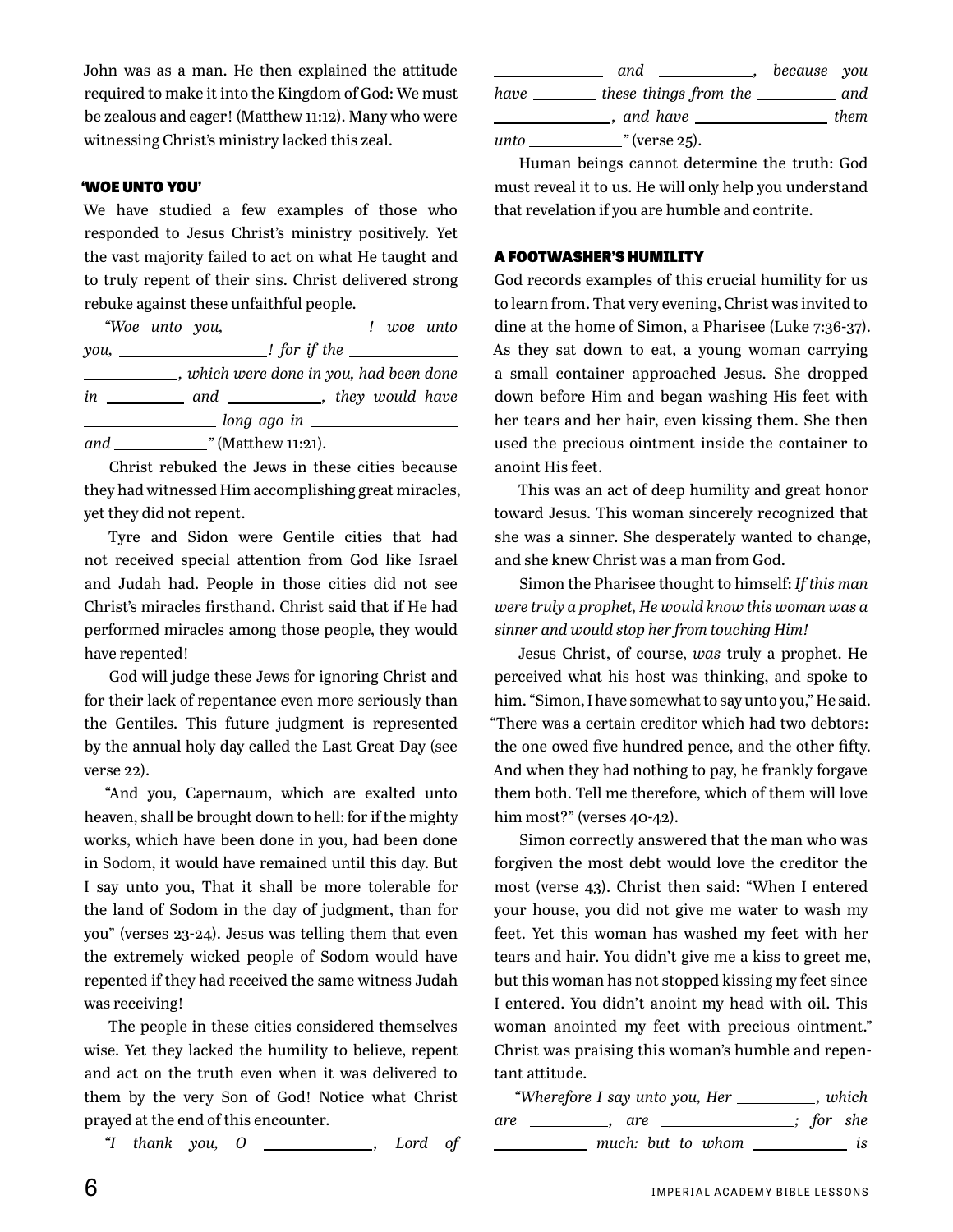John was as a man. He then explained the attitude required to make it into the Kingdom of God: We must be zealous and eager! (Matthew 11:12). Many who were witnessing Christ's ministry lacked this zeal.

## 'WOE UNTO YOU'

We have studied a few examples of those who responded to Jesus Christ's ministry positively. Yet the vast majority failed to act on what He taught and to truly repent of their sins. Christ delivered strong rebuke against these unfaithful people.

*"Woe unto you, \_\_\_\_\_\_\_\_\_\_\_\_\_\_! woe unto you, \_\_\_\_\_\_\_\_\_\_\_\_\_\_\_\_! for if the \_\_\_\_\_\_\_\_\_\_\_\_ \_\_\_\_\_\_\_\_\_\_, which were done in you, had been done in \_\_\_\_\_\_\_\_\_ and \_\_\_\_\_\_\_\_\_\_\_, they would have \_\_\_\_\_\_\_\_\_\_\_\_\_\_\_ long ago in \_\_\_\_\_\_\_\_\_\_\_\_\_\_\_\_\_ and \_\_\_\_\_\_\_\_\_\_\_"* (Matthew 11:21).

Christ rebuked the Jews in these cities because they had witnessed Him accomplishing great miracles, yet they did not repent.

Tyre and Sidon were Gentile cities that had not received special attention from God like Israel and Judah had. People in those cities did not see Christ's miracles firsthand. Christ said that if He had performed miracles among those people, they would have repented!

God will judge these Jews for ignoring Christ and for their lack of repentance even more seriously than the Gentiles. This future judgment is represented by the annual holy day called the Last Great Day (see verse 22).

"And you, Capernaum, which are exalted unto heaven, shall be brought down to hell: for if the mighty works, which have been done in you, had been done in Sodom, it would have remained until this day. But I say unto you, That it shall be more tolerable for the land of Sodom in the day of judgment, than for you" (verses 23-24). Jesus was telling them that even the extremely wicked people of Sodom would have repented if they had received the same witness Judah was receiving!

The people in these cities considered themselves wise. Yet they lacked the humility to believe, repent and act on the truth even when it was delivered to them by the very Son of God! Notice what Christ prayed at the end of this encounter.

*"I thank you, O \_\_\_\_\_\_\_\_\_\_\_\_, Lord of \_\_\_\_\_\_\_\_\_\_\_\_ and \_\_\_\_\_\_\_\_\_\_\_, because you have \_\_\_\_\_\_\_ these things from the \_\_\_\_\_\_\_\_\_ and \_\_\_\_\_\_\_\_\_\_\_\_, and have \_\_\_\_\_\_\_\_\_\_\_\_\_\_\_ them unto \_\_\_\_\_\_\_\_\_\_\_"* (verse 25).

Human beings cannot determine the truth: God must reveal it to us. He will only help you understand that revelation if you are humble and contrite.

## A FOOTWASHER'S HUMILITY

God records examples of this crucial humility for us to learn from. That very evening, Christ was invited to dine at the home of Simon, a Pharisee (Luke 7:36-37). As they sat down to eat, a young woman carrying a small container approached Jesus. She dropped down before Him and began washing His feet with her tears and her hair, even kissing them. She then used the precious ointment inside the container to anoint His feet.

This was an act of deep humility and great honor toward Jesus. This woman sincerely recognized that she was a sinner. She desperately wanted to change, and she knew Christ was a man from God.

Simon the Pharisee thought to himself: *If this man were truly a prophet, He would know this woman was a sinner and would stop her from touching Him!*

Jesus Christ, of course, *was* truly a prophet. He perceived what his host was thinking, and spoke to him. "Simon, I have somewhat to say unto you," He said. "There was a certain creditor which had two debtors: the one owed five hundred pence, and the other fifty. And when they had nothing to pay, he frankly forgave them both. Tell me therefore, which of them will love him most?" (verses 40-42).

Simon correctly answered that the man who was forgiven the most debt would love the creditor the most (verse 43). Christ then said: "When I entered your house, you did not give me water to wash my feet. Yet this woman has washed my feet with her tears and hair. You didn't give me a kiss to greet me, but this woman has not stopped kissing my feet since I entered. You didn't anoint my head with oil. This woman anointed my feet with precious ointment." Christ was praising this woman's humble and repentant attitude.

*"Wherefore I say unto you, Her \_\_\_\_\_\_\_\_\_, which are \_\_\_\_\_\_\_\_\_, are \_\_\_\_\_\_\_\_\_\_\_\_\_\_; for she \_\_\_\_\_\_\_\_\_\_ much: but to whom \_\_\_\_\_\_\_\_\_\_ is*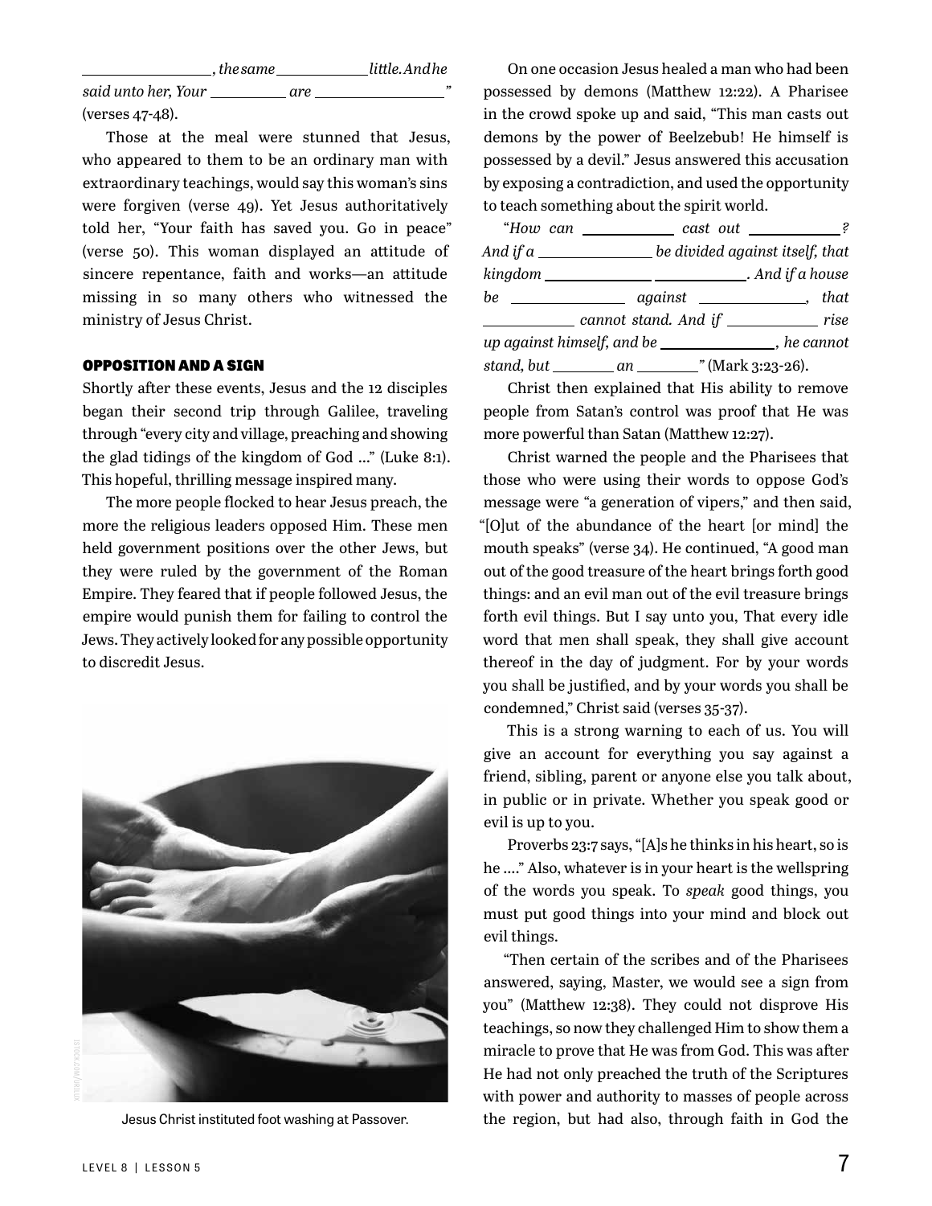_______________, *the same* ___________ *little. And he said unto her, Your* _________ *are* _______________*"* (verses 47-48).

Those at the meal were stunned that Jesus, who appeared to them to be an ordinary man with extraordinary teachings, would say this woman's sins were forgiven (verse 49). Yet Jesus authoritatively told her, "Your faith has saved you. Go in peace" (verse 50). This woman displayed an attitude of sincere repentance, faith and works—an attitude missing in so many others who witnessed the ministry of Jesus Christ.

## OPPOSITION AND A SIGN

Shortly after these events, Jesus and the 12 disciples began their second trip through Galilee, traveling through "every city and village, preaching and showing the glad tidings of the kingdom of God …" (Luke 8:1). This hopeful, thrilling message inspired many.

The more people flocked to hear Jesus preach, the more the religious leaders opposed Him. These men held government positions over the other Jews, but they were ruled by the government of the Roman Empire. They feared that if people followed Jesus, the empire would punish them for failing to control the Jews. They actively looked for any possible opportunity to discredit Jesus.

Jesus Christ instituted foot washing at Passover.

On one occasion Jesus healed a man who had been possessed by demons (Matthew 12:22). A Pharisee in the crowd spoke up and said, "This man casts out demons by the power of Beelzebub! He himself is possessed by a devil." Jesus answered this accusation by exposing a contradiction, and used the opportunity to teach something about the spirit world.

"*How can* ___________ *cast out* ___________*? And if a* ______________ *be divided against itself, that kingdom* ____________ ___________*. And if a house be* ______________ *against* ____________*, that* ___________ *cannot stand. And if* ___________ *rise up against himself, and be* ______________*, he cannot stand, but* ________ *an* ________*"* (Mark 3:23-26).

Christ then explained that His ability to remove people from Satan's control was proof that He was more powerful than Satan (Matthew 12:27).

Christ warned the people and the Pharisees that those who were using their words to oppose God's message were "a generation of vipers," and then said, "[O]ut of the abundance of the heart [or mind] the mouth speaks" (verse 34). He continued, "A good man out of the good treasure of the heart brings forth good things: and an evil man out of the evil treasure brings forth evil things. But I say unto you, That every idle word that men shall speak, they shall give account thereof in the day of judgment. For by your words you shall be justified, and by your words you shall be condemned," Christ said (verses 35-37).

This is a strong warning to each of us. You will give an account for everything you say against a friend, sibling, parent or anyone else you talk about, in public or in private. Whether you speak good or evil is up to you.

Proverbs 23:7 says, "[A]s he thinks in his heart, so is he …." Also, whatever is in your heart is the wellspring of the words you speak. To *speak* good things, you must put good things into your mind and block out evil things.

"Then certain of the scribes and of the Pharisees answered, saying, Master, we would see a sign from you" (Matthew 12:38). They could not disprove His teachings, so now they challenged Him to show them a miracle to prove that He was from God. This was after He had not only preached the truth of the Scriptures with power and authority to masses of people across the region, but had also, through faith in God the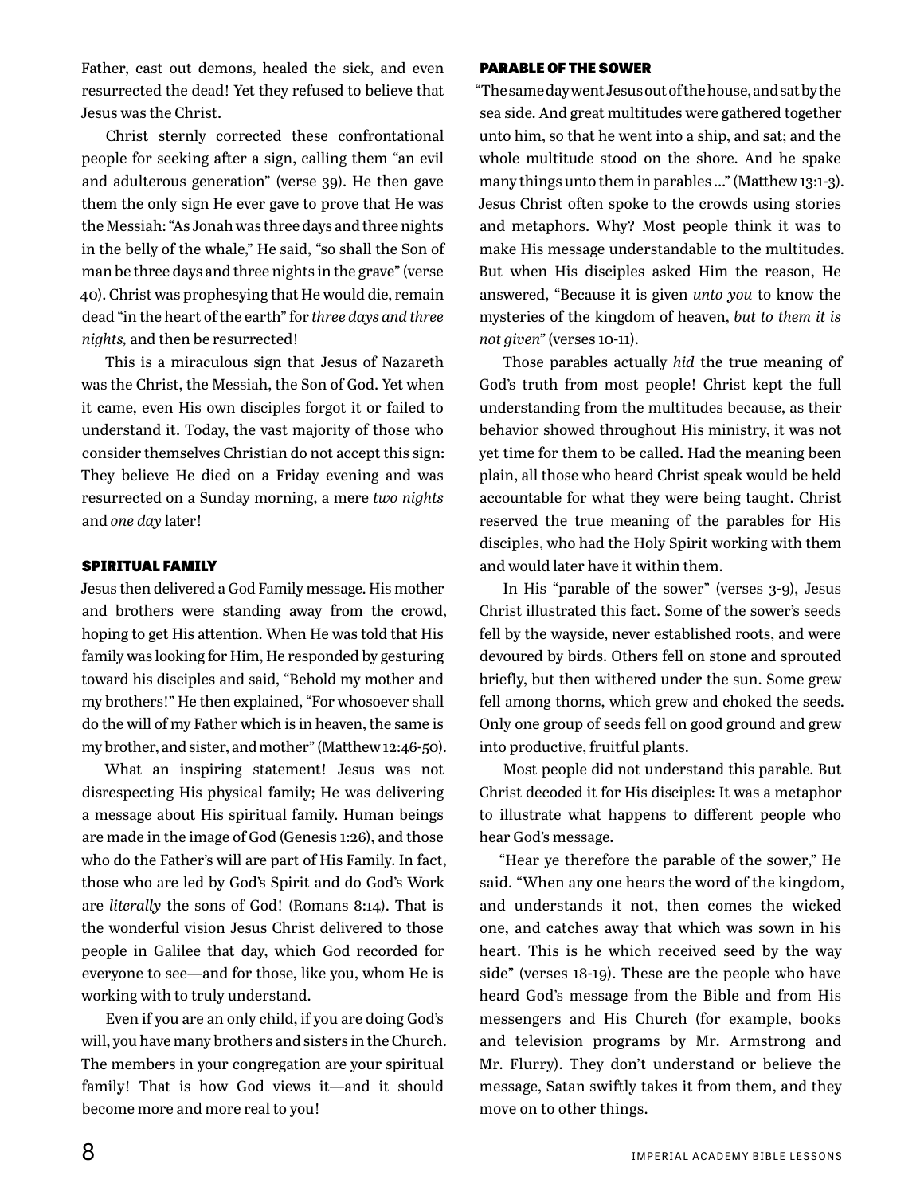Father, cast out demons, healed the sick, and even resurrected the dead! Yet they refused to believe that Jesus was the Christ.

Christ sternly corrected these confrontational people for seeking after a sign, calling them "an evil and adulterous generation" (verse 39). He then gave them the only sign He ever gave to prove that He was the Messiah: "As Jonah was three days and three nights in the belly of the whale," He said, "so shall the Son of man be three days and three nights in the grave" (verse 40). Christ was prophesying that He would die, remain dead "in the heart of the earth" for *three days and three nights,* and then be resurrected!

This is a miraculous sign that Jesus of Nazareth was the Christ, the Messiah, the Son of God. Yet when it came, even His own disciples forgot it or failed to understand it. Today, the vast majority of those who consider themselves Christian do not accept this sign: They believe He died on a Friday evening and was resurrected on a Sunday morning, a mere *two nights* and *one day* later!

### SPIRITUAL FAMILY

Jesus then delivered a God Family message. His mother and brothers were standing away from the crowd, hoping to get His attention. When He was told that His family was looking for Him, He responded by gesturing toward his disciples and said, "Behold my mother and my brothers!" He then explained, "For whosoever shall do the will of my Father which is in heaven, the same is my brother, and sister, and mother" (Matthew 12:46-50).

What an inspiring statement! Jesus was not disrespecting His physical family; He was delivering a message about His spiritual family. Human beings are made in the image of God (Genesis 1:26), and those who do the Father's will are part of His Family. In fact, those who are led by God's Spirit and do God's Work are *literally* the sons of God! (Romans 8:14). That is the wonderful vision Jesus Christ delivered to those people in Galilee that day, which God recorded for everyone to see—and for those, like you, whom He is working with to truly understand.

Even if you are an only child, if you are doing God's will, you have many brothers and sisters in the Church. The members in your congregation are your spiritual family! That is how God views it—and it should become more and more real to you!

### PARABLE OF THE SOWER

"The same day went Jesus out of the house, and sat by the sea side. And great multitudes were gathered together unto him, so that he went into a ship, and sat; and the whole multitude stood on the shore. And he spake many things unto them in parables …" (Matthew 13:1-3). Jesus Christ often spoke to the crowds using stories and metaphors. Why? Most people think it was to make His message understandable to the multitudes. But when His disciples asked Him the reason, He answered, "Because it is given *unto you* to know the mysteries of the kingdom of heaven, *but to them it is not given*" (verses 10-11).

Those parables actually *hid* the true meaning of God's truth from most people! Christ kept the full understanding from the multitudes because, as their behavior showed throughout His ministry, it was not yet time for them to be called. Had the meaning been plain, all those who heard Christ speak would be held accountable for what they were being taught. Christ reserved the true meaning of the parables for His disciples, who had the Holy Spirit working with them and would later have it within them.

In His "parable of the sower" (verses 3-9), Jesus Christ illustrated this fact. Some of the sower's seeds fell by the wayside, never established roots, and were devoured by birds. Others fell on stone and sprouted briefly, but then withered under the sun. Some grew fell among thorns, which grew and choked the seeds. Only one group of seeds fell on good ground and grew into productive, fruitful plants.

Most people did not understand this parable. But Christ decoded it for His disciples: It was a metaphor to illustrate what happens to different people who hear God's message.

"Hear ye therefore the parable of the sower," He said. "When any one hears the word of the kingdom, and understands it not, then comes the wicked one, and catches away that which was sown in his heart. This is he which received seed by the way side" (verses 18-19). These are the people who have heard God's message from the Bible and from His messengers and His Church (for example, books and television programs by Mr. Armstrong and Mr. Flurry). They don't understand or believe the message, Satan swiftly takes it from them, and they move on to other things.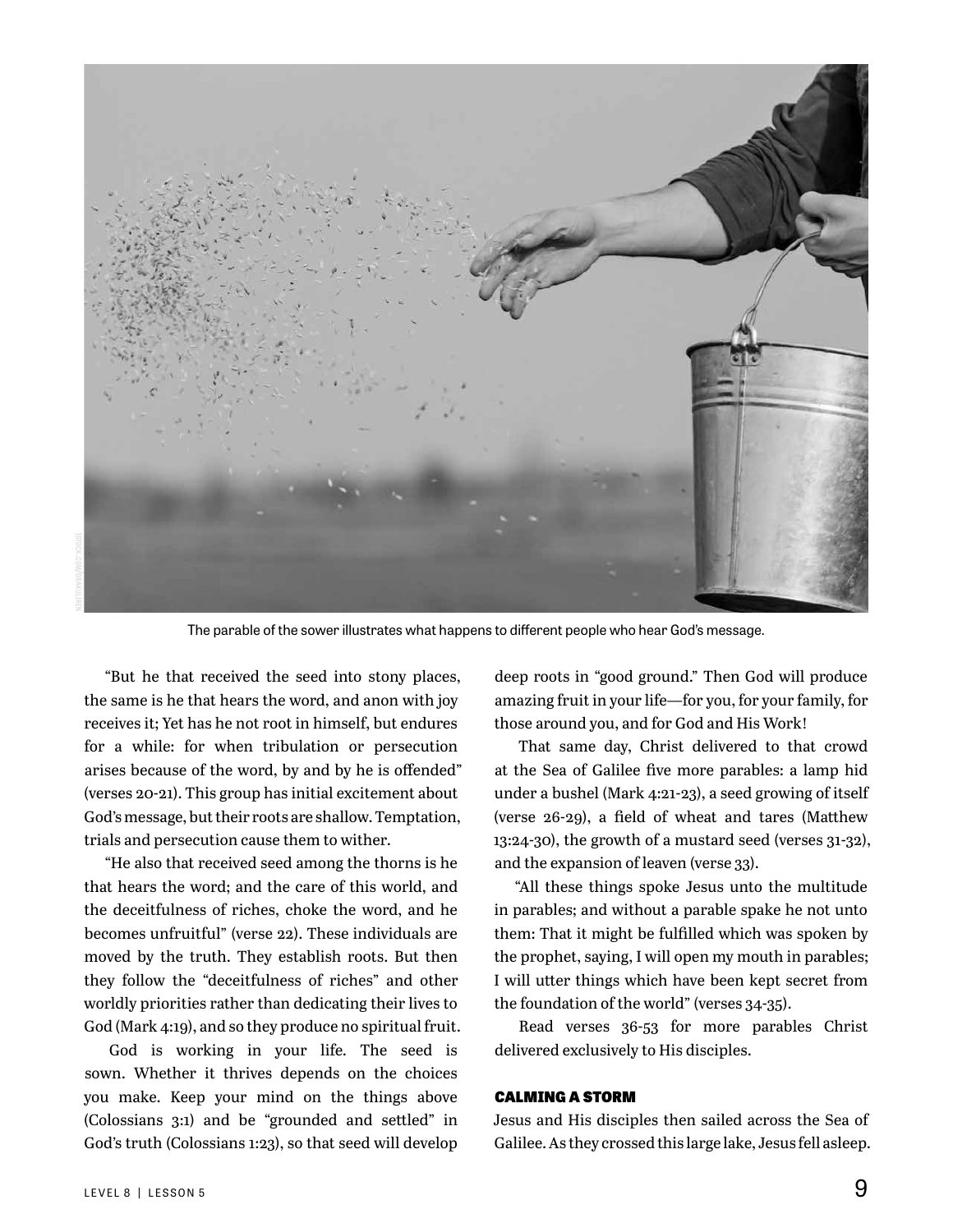The parable of the sower illustrates what happens to different people who hear God's message.

"But he that received the seed into stony places, the same is he that hears the word, and anon with joy receives it; Yet has he not root in himself, but endures for a while: for when tribulation or persecution arises because of the word, by and by he is offended" (verses 20-21). This group has initial excitement about God's message, but their roots are shallow. Temptation, trials and persecution cause them to wither.

"He also that received seed among the thorns is he that hears the word; and the care of this world, and the deceitfulness of riches, choke the word, and he becomes unfruitful" (verse 22). These individuals are moved by the truth. They establish roots. But then they follow the "deceitfulness of riches" and other worldly priorities rather than dedicating their lives to God (Mark 4:19), and so they produce no spiritual fruit.

God is working in your life. The seed is sown. Whether it thrives depends on the choices you make. Keep your mind on the things above (Colossians 3:1) and be "grounded and settled" in God's truth (Colossians 1:23), so that seed will develop deep roots in "good ground." Then God will produce amazing fruit in your life—for you, for your family, for those around you, and for God and His Work!

That same day, Christ delivered to that crowd at the Sea of Galilee five more parables: a lamp hid under a bushel (Mark 4:21-23), a seed growing of itself (verse 26-29), a field of wheat and tares (Matthew 13:24-30), the growth of a mustard seed (verses 31-32), and the expansion of leaven (verse 33).

"All these things spoke Jesus unto the multitude in parables; and without a parable spake he not unto them: That it might be fulfilled which was spoken by the prophet, saying, I will open my mouth in parables; I will utter things which have been kept secret from the foundation of the world" (verses 34-35).

Read verses 36-53 for more parables Christ delivered exclusively to His disciples.

#### CALMING A STORM

Jesus and His disciples then sailed across the Sea of Galilee. As they crossed this large lake, Jesus fell asleep.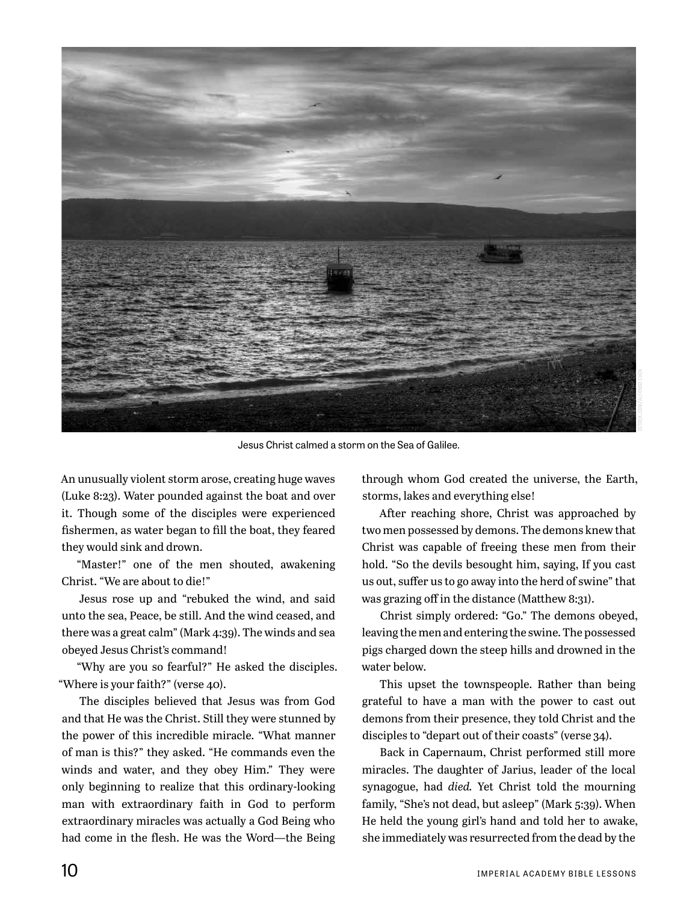Jesus Christ calmed a storm on the Sea of Galilee.

An unusually violent storm arose, creating huge waves (Luke 8:23). Water pounded against the boat and over it. Though some of the disciples were experienced fishermen, as water began to fill the boat, they feared they would sink and drown.

"Master!" one of the men shouted, awakening Christ. "We are about to die!"

Jesus rose up and "rebuked the wind, and said unto the sea, Peace, be still. And the wind ceased, and there was a great calm" (Mark 4:39). The winds and sea obeyed Jesus Christ's command!

"Why are you so fearful?" He asked the disciples. "Where is your faith?" (verse 40).

The disciples believed that Jesus was from God and that He was the Christ. Still they were stunned by the power of this incredible miracle. "What manner of man is this?" they asked. "He commands even the winds and water, and they obey Him." They were only beginning to realize that this ordinary-looking man with extraordinary faith in God to perform extraordinary miracles was actually a God Being who had come in the flesh. He was the Word—the Being through whom God created the universe, the Earth, storms, lakes and everything else!

After reaching shore, Christ was approached by two men possessed by demons. The demons knew that Christ was capable of freeing these men from their hold. "So the devils besought him, saying, If you cast us out, suffer us to go away into the herd of swine" that was grazing off in the distance (Matthew 8:31).

Christ simply ordered: "Go." The demons obeyed, leaving the men and entering the swine. The possessed pigs charged down the steep hills and drowned in the water below.

This upset the townspeople. Rather than being grateful to have a man with the power to cast out demons from their presence, they told Christ and the disciples to "depart out of their coasts" (verse 34).

Back in Capernaum, Christ performed still more miracles. The daughter of Jarius, leader of the local synagogue, had *died.* Yet Christ told the mourning family, "She's not dead, but asleep" (Mark 5:39). When He held the young girl's hand and told her to awake, she immediately was resurrected from the dead by the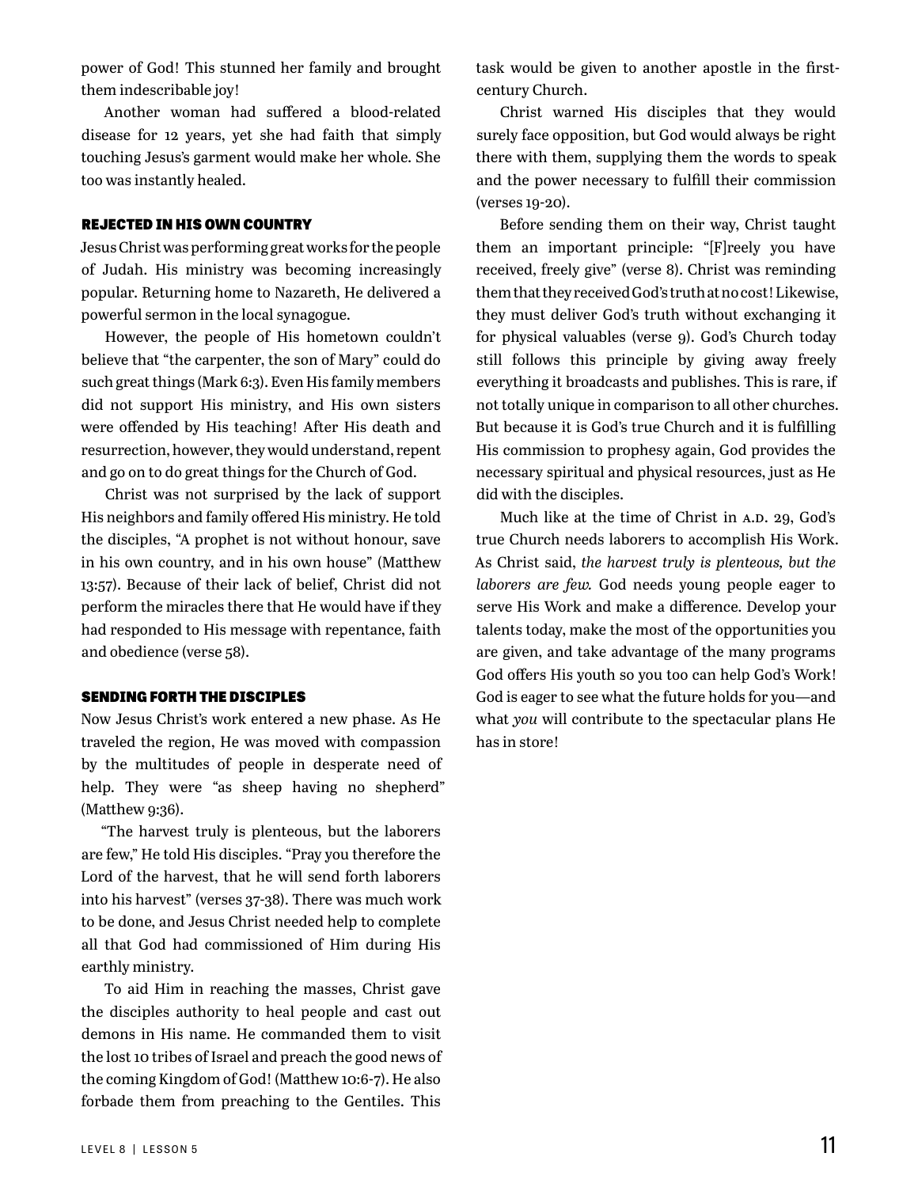power of God! This stunned her family and brought them indescribable joy!

Another woman had suffered a blood-related disease for 12 years, yet she had faith that simply touching Jesus's garment would make her whole. She too was instantly healed.

### REJECTED IN HIS OWN COUNTRY

Jesus Christ was performing great works for the people of Judah. His ministry was becoming increasingly popular. Returning home to Nazareth, He delivered a powerful sermon in the local synagogue.

However, the people of His hometown couldn't believe that "the carpenter, the son of Mary" could do such great things (Mark 6:3). Even His family members did not support His ministry, and His own sisters were offended by His teaching! After His death and resurrection, however, they would understand, repent and go on to do great things for the Church of God.

Christ was not surprised by the lack of support His neighbors and family offered His ministry. He told the disciples, "A prophet is not without honour, save in his own country, and in his own house" (Matthew 13:57). Because of their lack of belief, Christ did not perform the miracles there that He would have if they had responded to His message with repentance, faith and obedience (verse 58).

### SENDING FORTH THE DISCIPLES

Now Jesus Christ's work entered a new phase. As He traveled the region, He was moved with compassion by the multitudes of people in desperate need of help. They were "as sheep having no shepherd" (Matthew 9:36).

"The harvest truly is plenteous, but the laborers are few," He told His disciples. "Pray you therefore the Lord of the harvest, that he will send forth laborers into his harvest" (verses 37-38). There was much work to be done, and Jesus Christ needed help to complete all that God had commissioned of Him during His earthly ministry.

To aid Him in reaching the masses, Christ gave the disciples authority to heal people and cast out demons in His name. He commanded them to visit the lost 10 tribes of Israel and preach the good news of the coming Kingdom of God! (Matthew 10:6-7). He also forbade them from preaching to the Gentiles. This task would be given to another apostle in the first-century Church.

Christ warned His disciples that they would surely face opposition, but God would always be right there with them, supplying them the words to speak and the power necessary to fulfill their commission (verses 19-20).

Before sending them on their way, Christ taught them an important principle: "[F]reely you have received, freely give" (verse 8). Christ was reminding them that they received God's truth at no cost! Likewise, they must deliver God's truth without exchanging it for physical valuables (verse 9). God's Church today still follows this principle by giving away freely everything it broadcasts and publishes. This is rare, if not totally unique in comparison to all other churches. But because it is God's true Church and it is fulfilling His commission to prophesy again, God provides the necessary spiritual and physical resources, just as He did with the disciples.

Much like at the time of Christ in A.D. 29, God's true Church needs laborers to accomplish His Work. As Christ said, *the harvest truly is plenteous, but the laborers are few.* God needs young people eager to serve His Work and make a difference. Develop your talents today, make the most of the opportunities you are given, and take advantage of the many programs God offers His youth so you too can help God's Work! God is eager to see what the future holds for you—and what *you* will contribute to the spectacular plans He has in store!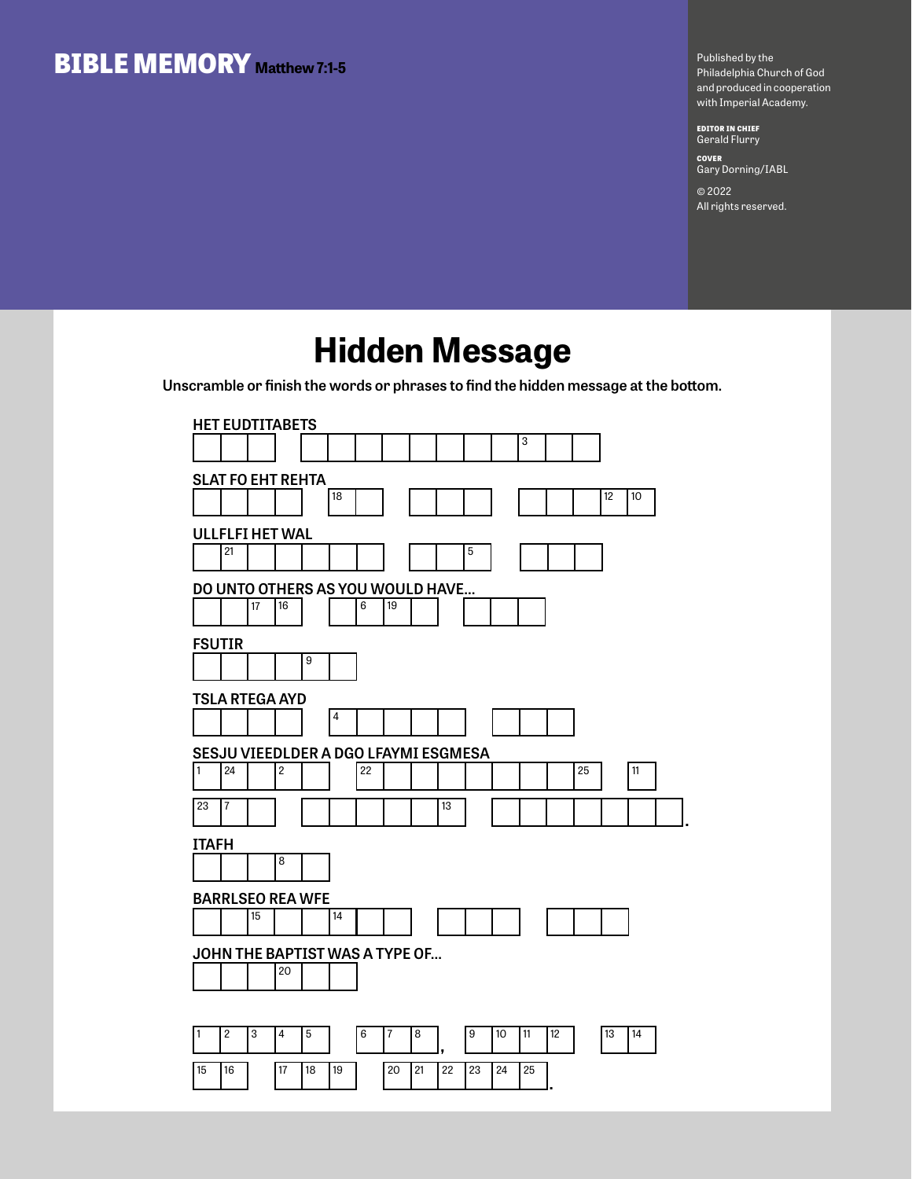# BIBLE MEMORY Matthew 7:1-5

Published by the Philadelphia Church of God and produced in cooperation with Imperial Academy.

**EDITOR IN CHIEF**
Gerald Flurry

**COVER**
Gary Dorning/IABL

© 2022
All rights reserved.

## Hidden Message

**Unscramble or finish the words or phrases to find the hidden message at the bottom.**

HET EUDTITABETS

SLAT FO EHT REHTA

ULLFLFI HET WAL

DO UNTO OTHERS AS YOU WOULD HAVE…

FSUTIR

TSLA RTEGA AYD

SESJU VIEEDLDER A DGO LFAYMI ESGMESA

ITAFH

BARRLSEO REA WFE

JOHN THE BAPTIST WAS A TYPE OF…